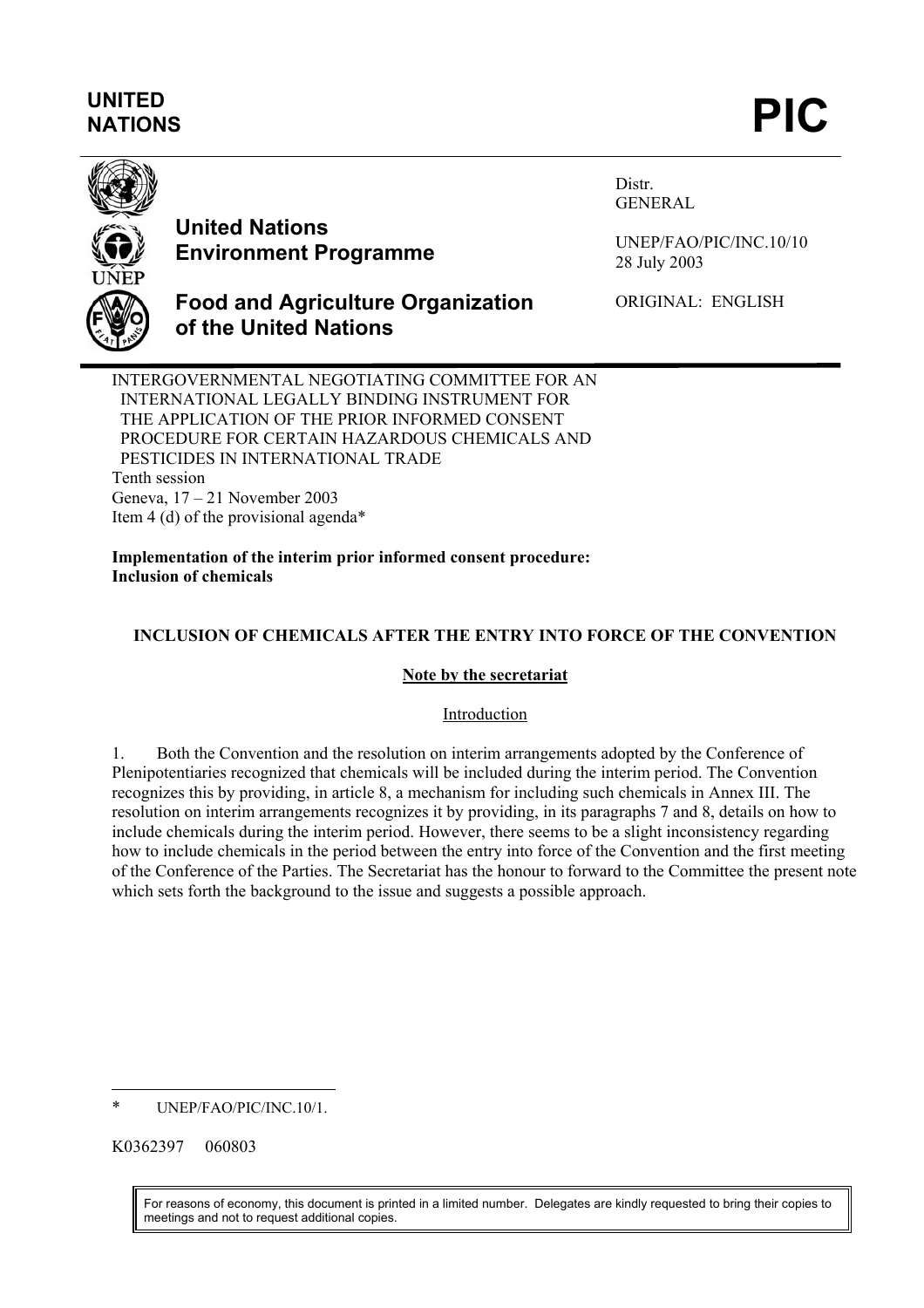# UNITED NATIONS **PIC**

**United Nations Environment Programme**

**Food and Agriculture Organization of the United Nations**

Distr.
GENERAL

UNEP/FAO/PIC/INC.10/10
28 July 2003

ORIGINAL: ENGLISH

INTERGOVERNMENTAL NEGOTIATING COMMITTEE FOR AN INTERNATIONAL LEGALLY BINDING INSTRUMENT FOR THE APPLICATION OF THE PRIOR INFORMED CONSENT PROCEDURE FOR CERTAIN HAZARDOUS CHEMICALS AND PESTICIDES IN INTERNATIONAL TRADE
Tenth session
Geneva, 17 – 21 November 2003
Item 4 (d) of the provisional agenda*

**Implementation of the interim prior informed consent procedure: Inclusion of chemicals**

## INCLUSION OF CHEMICALS AFTER THE ENTRY INTO FORCE OF THE CONVENTION

### Note by the secretariat

Introduction

1. Both the Convention and the resolution on interim arrangements adopted by the Conference of Plenipotentiaries recognized that chemicals will be included during the interim period. The Convention recognizes this by providing, in article 8, a mechanism for including such chemicals in Annex III. The resolution on interim arrangements recognizes it by providing, in its paragraphs 7 and 8, details on how to include chemicals during the interim period. However, there seems to be a slight inconsistency regarding how to include chemicals in the period between the entry into force of the Convention and the first meeting of the Conference of the Parties. The Secretariat has the honour to forward to the Committee the present note which sets forth the background to the issue and suggests a possible approach.

---

\* UNEP/FAO/PIC/INC.10/1.

K0362397 060803

For reasons of economy, this document is printed in a limited number. Delegates are kindly requested to bring their copies to meetings and not to request additional copies.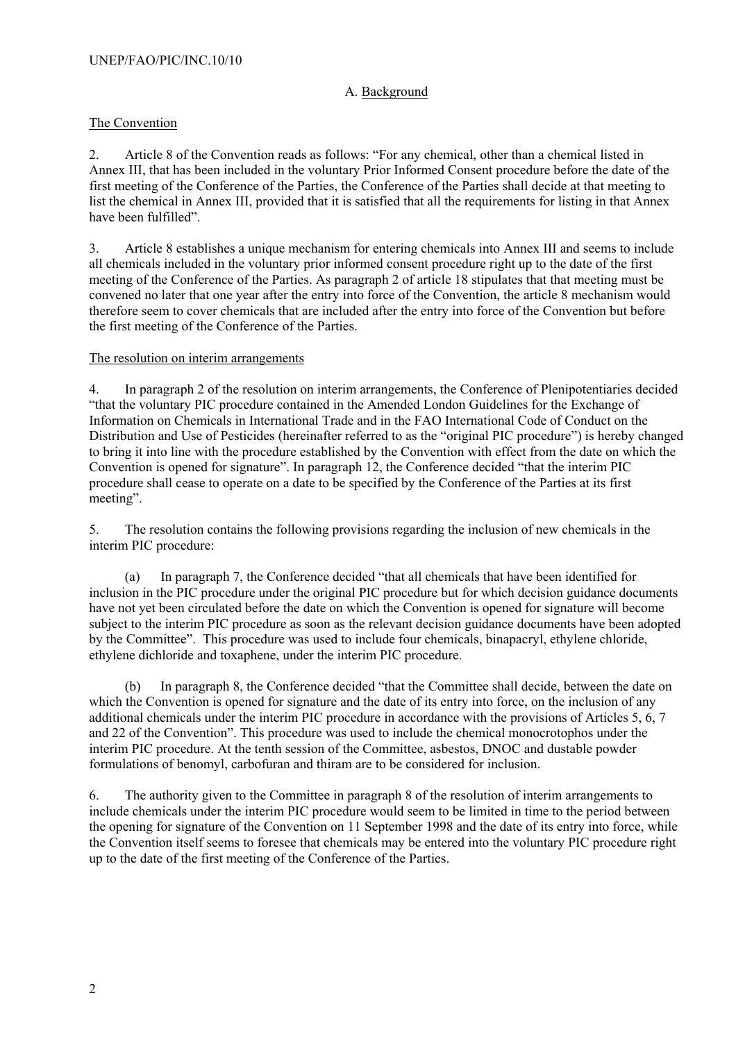## A. Background

### The Convention

2. Article 8 of the Convention reads as follows: "For any chemical, other than a chemical listed in Annex III, that has been included in the voluntary Prior Informed Consent procedure before the date of the first meeting of the Conference of the Parties, the Conference of the Parties shall decide at that meeting to list the chemical in Annex III, provided that it is satisfied that all the requirements for listing in that Annex have been fulfilled".

3. Article 8 establishes a unique mechanism for entering chemicals into Annex III and seems to include all chemicals included in the voluntary prior informed consent procedure right up to the date of the first meeting of the Conference of the Parties. As paragraph 2 of article 18 stipulates that that meeting must be convened no later that one year after the entry into force of the Convention, the article 8 mechanism would therefore seem to cover chemicals that are included after the entry into force of the Convention but before the first meeting of the Conference of the Parties.

### The resolution on interim arrangements

4. In paragraph 2 of the resolution on interim arrangements, the Conference of Plenipotentiaries decided "that the voluntary PIC procedure contained in the Amended London Guidelines for the Exchange of Information on Chemicals in International Trade and in the FAO International Code of Conduct on the Distribution and Use of Pesticides (hereinafter referred to as the "original PIC procedure") is hereby changed to bring it into line with the procedure established by the Convention with effect from the date on which the Convention is opened for signature". In paragraph 12, the Conference decided "that the interim PIC procedure shall cease to operate on a date to be specified by the Conference of the Parties at its first meeting".

5. The resolution contains the following provisions regarding the inclusion of new chemicals in the interim PIC procedure:

(a) In paragraph 7, the Conference decided "that all chemicals that have been identified for inclusion in the PIC procedure under the original PIC procedure but for which decision guidance documents have not yet been circulated before the date on which the Convention is opened for signature will become subject to the interim PIC procedure as soon as the relevant decision guidance documents have been adopted by the Committee". This procedure was used to include four chemicals, binapacryl, ethylene chloride, ethylene dichloride and toxaphene, under the interim PIC procedure.

(b) In paragraph 8, the Conference decided "that the Committee shall decide, between the date on which the Convention is opened for signature and the date of its entry into force, on the inclusion of any additional chemicals under the interim PIC procedure in accordance with the provisions of Articles 5, 6, 7 and 22 of the Convention". This procedure was used to include the chemical monocrotophos under the interim PIC procedure. At the tenth session of the Committee, asbestos, DNOC and dustable powder formulations of benomyl, carbofuran and thiram are to be considered for inclusion.

6. The authority given to the Committee in paragraph 8 of the resolution of interim arrangements to include chemicals under the interim PIC procedure would seem to be limited in time to the period between the opening for signature of the Convention on 11 September 1998 and the date of its entry into force, while the Convention itself seems to foresee that chemicals may be entered into the voluntary PIC procedure right up to the date of the first meeting of the Conference of the Parties.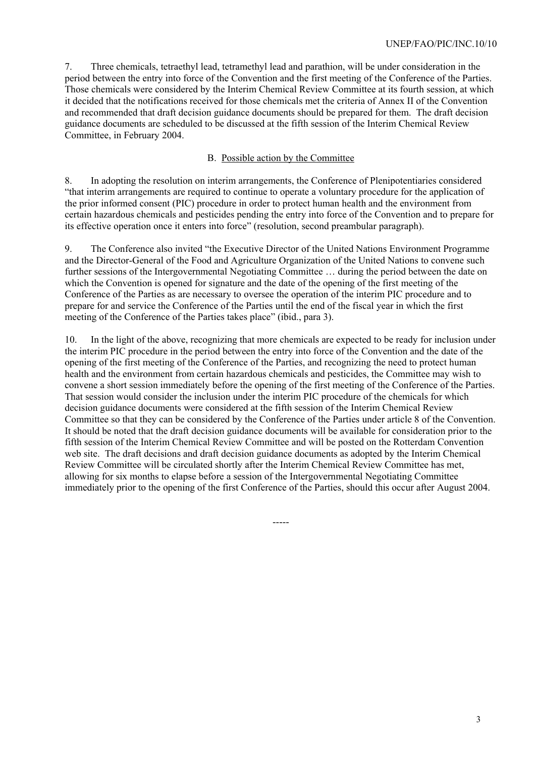7. Three chemicals, tetraethyl lead, tetramethyl lead and parathion, will be under consideration in the period between the entry into force of the Convention and the first meeting of the Conference of the Parties. Those chemicals were considered by the Interim Chemical Review Committee at its fourth session, at which it decided that the notifications received for those chemicals met the criteria of Annex II of the Convention and recommended that draft decision guidance documents should be prepared for them. The draft decision guidance documents are scheduled to be discussed at the fifth session of the Interim Chemical Review Committee, in February 2004.

### B. Possible action by the Committee

8. In adopting the resolution on interim arrangements, the Conference of Plenipotentiaries considered "that interim arrangements are required to continue to operate a voluntary procedure for the application of the prior informed consent (PIC) procedure in order to protect human health and the environment from certain hazardous chemicals and pesticides pending the entry into force of the Convention and to prepare for its effective operation once it enters into force" (resolution, second preambular paragraph).

9. The Conference also invited "the Executive Director of the United Nations Environment Programme and the Director-General of the Food and Agriculture Organization of the United Nations to convene such further sessions of the Intergovernmental Negotiating Committee … during the period between the date on which the Convention is opened for signature and the date of the opening of the first meeting of the Conference of the Parties as are necessary to oversee the operation of the interim PIC procedure and to prepare for and service the Conference of the Parties until the end of the fiscal year in which the first meeting of the Conference of the Parties takes place" (ibid., para 3).

10. In the light of the above, recognizing that more chemicals are expected to be ready for inclusion under the interim PIC procedure in the period between the entry into force of the Convention and the date of the opening of the first meeting of the Conference of the Parties, and recognizing the need to protect human health and the environment from certain hazardous chemicals and pesticides, the Committee may wish to convene a short session immediately before the opening of the first meeting of the Conference of the Parties. That session would consider the inclusion under the interim PIC procedure of the chemicals for which decision guidance documents were considered at the fifth session of the Interim Chemical Review Committee so that they can be considered by the Conference of the Parties under article 8 of the Convention. It should be noted that the draft decision guidance documents will be available for consideration prior to the fifth session of the Interim Chemical Review Committee and will be posted on the Rotterdam Convention web site. The draft decisions and draft decision guidance documents as adopted by the Interim Chemical Review Committee will be circulated shortly after the Interim Chemical Review Committee has met, allowing for six months to elapse before a session of the Intergovernmental Negotiating Committee immediately prior to the opening of the first Conference of the Parties, should this occur after August 2004.

-----